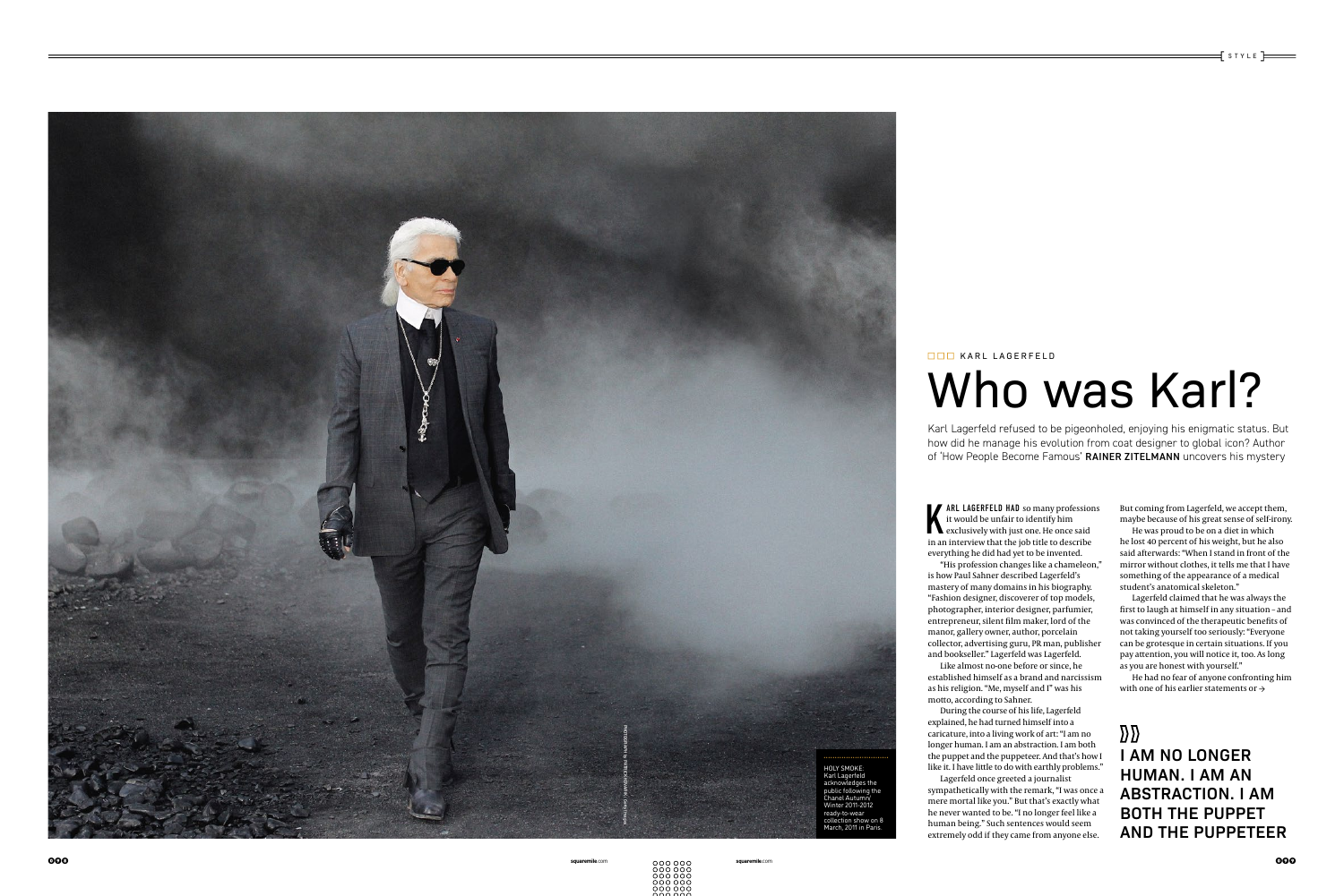KARL LAGERFELD

# Who was Karl?

Karl Lagerfeld refused to be pigeonholed, enjoying his enigmatic status. But how did he manage his evolution from coat designer to global icon? Author of 'How People Become Famous' **RAINER ZITELMANN** uncovers his mystery

**KARL LAGERFELD HAD** so many professions it would be unfair to identify him exclusively with just one. He once said in an interview that the job title to describe everything he did had yet to be invented.

"His profession changes like a chameleon," is how Paul Sahner described Lagerfeld's mastery of many domains in his biography. "Fashion designer, discoverer of top models, photographer, interior designer, parfumier, entrepreneur, silent film maker, lord of the manor, gallery owner, author, porcelain collector, advertising guru, PR man, publisher and bookseller." Lagerfeld was Lagerfeld.

Like almost no-one before or since, he established himself as a brand and narcissism as his religion. "Me, myself and I" was his motto, according to Sahner.

During the course of his life, Lagerfeld explained, he had turned himself into a caricature, into a living work of art: "I am no longer human. I am an abstraction. I am both the puppet and the puppeteer. And that's how I like it. I have little to do with earthly problems."

Lagerfeld once greeted a journalist sympathetically with the remark, "I was once a mere mortal like you." But that's exactly what he never wanted to be. "I no longer feel like a human being." Such sentences would seem extremely odd if they came from anyone else. But coming from Lagerfeld, we accept them, maybe because of his great sense of self-irony.

He was proud to be on a diet in which he lost 40 percent of his weight, but he also said afterwards: "When I stand in front of the mirror without clothes, it tells me that I have something of the appearance of a medical student's anatomical skeleton."

Lagerfeld claimed that he was always the first to laugh at himself in any situation – and was convinced of the therapeutic benefits of not taking yourself too seriously: "Everyone can be grotesque in certain situations. If you pay attention, you will notice it, too. As long as you are honest with yourself."

He had no fear of anyone confronting him with one of his earlier statements or →

> **I AM NO LONGER HUMAN. I AM AN ABSTRACTION. I AM BOTH THE PUPPET AND THE PUPPETEER**

HOLY SMOKE: Karl Lagerfeld acknowledges the public following the Chanel Autumn/Winter 2011-2012 ready-to-wear collection show on 8 March, 2011 in Paris.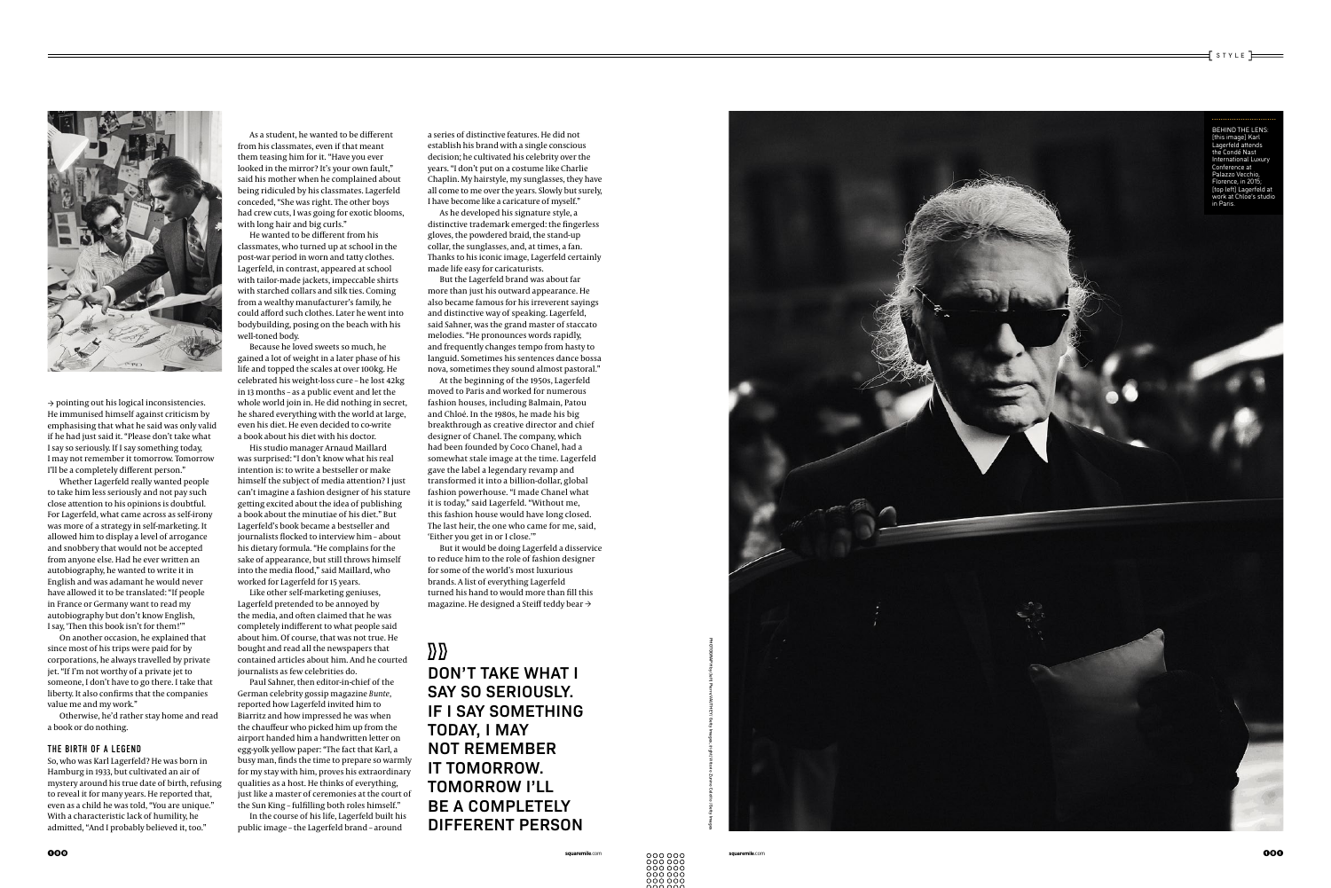→ pointing out his logical inconsistencies. He immunised himself against criticism by emphasising that what he said was only valid if he had just said it. "Please don't take what I say so seriously. If I say something today, I may not remember it tomorrow. Tomorrow I'll be a completely different person."

Whether Lagerfeld really wanted people to take him less seriously and not pay such close attention to his opinions is doubtful. For Lagerfeld, what came across as self-irony was more of a strategy in self-marketing. It allowed him to display a level of arrogance and snobbery that would not be accepted from anyone else. Had he ever written an autobiography, he wanted to write it in English and was adamant he would never have allowed it to be translated: "If people in France or Germany want to read my autobiography but don't know English, I say, 'Then this book isn't for them!'"

On another occasion, he explained that since most of his trips were paid for by corporations, he always travelled by private jet. "If I'm not worthy of a private jet to someone, I don't have to go there. I take that liberty. It also confirms that the companies value me and my work."

Otherwise, he'd rather stay home and read a book or do nothing.

### THE BIRTH OF A LEGEND

So, who was Karl Lagerfeld? He was born in Hamburg in 1933, but cultivated an air of mystery around his true date of birth, refusing to reveal it for many years. He reported that, even as a child he was told, "You are unique." With a characteristic lack of humility, he admitted, "And I probably believed it, too."

As a student, he wanted to be different from his classmates, even if that meant them teasing him for it. "Have you ever looked in the mirror? It's your own fault," said his mother when he complained about being ridiculed by his classmates. Lagerfeld conceded, "She was right. The other boys had crew cuts, I was going for exotic blooms, with long hair and big curls."

He wanted to be different from his classmates, who turned up at school in the post-war period in worn and tatty clothes. Lagerfeld, in contrast, appeared at school with tailor-made jackets, impeccable shirts with starched collars and silk ties. Coming from a wealthy manufacturer's family, he could afford such clothes. Later he went into bodybuilding, posing on the beach with his well-toned body.

Because he loved sweets so much, he gained a lot of weight in a later phase of his life and topped the scales at over 100kg. He celebrated his weight-loss cure – he lost 42kg in 13 months – as a public event and let the whole world join in. He did nothing in secret, he shared everything with the world at large, even his diet. He even decided to co-write a book about his diet with his doctor.

His studio manager Arnaud Maillard was surprised: "I don't know what his real intention is: to write a bestseller or make himself the subject of media attention? I just can't imagine a fashion designer of his stature getting excited about the idea of publishing a book about the minutiae of his diet." But Lagerfeld's book became a bestseller and journalists flocked to interview him – about his dietary formula. "He complains for the sake of appearance, but still throws himself into the media flood," said Maillard, who worked for Lagerfeld for 15 years.

Like other self-marketing geniuses, Lagerfeld pretended to be annoyed by the media, and often claimed that he was completely indifferent to what people said about him. Of course, that was not true. He bought and read all the newspapers that contained articles about him. And he courted journalists as few celebrities do.

Paul Sahner, then editor-in-chief of the German celebrity gossip magazine *Bunte*, reported how Lagerfeld invited him to Biarritz and how impressed he was when the chauffeur who picked him up from the airport handed him a handwritten letter on egg-yolk yellow paper: "The fact that Karl, a busy man, finds the time to prepare so warmly for my stay with him, proves his extraordinary qualities as a host. He thinks of everything, just like a master of ceremonies at the court of the Sun King – fulfilling both roles himself."

In the course of his life, Lagerfeld built his public image – the Lagerfeld brand – around a series of distinctive features. He did not establish his brand with a single conscious decision; he cultivated his celebrity over the years. "I don't put on a costume like Charlie Chaplin. My hairstyle, my sunglasses, they have all come to me over the years. Slowly but surely, I have become like a caricature of myself."

As he developed his signature style, a distinctive trademark emerged: the fingerless gloves, the powdered braid, the stand-up collar, the sunglasses, and, at times, a fan. Thanks to his iconic image, Lagerfeld certainly made life easy for caricaturists.

But the Lagerfeld brand was about far more than just his outward appearance. He also became famous for his irreverent sayings and distinctive way of speaking. Lagerfeld, said Sahner, was the grand master of staccato melodies. "He pronounces words rapidly, and frequently changes tempo from hasty to languid. Sometimes his sentences dance bossa nova, sometimes they sound almost pastoral."

At the beginning of the 1950s, Lagerfeld moved to Paris and worked for numerous fashion houses, including Balmain, Patou and Chloé. In the 1980s, he made his big breakthrough as creative director and chief designer of Chanel. The company, which had been founded by Coco Chanel, had a somewhat stale image at the time. Lagerfeld gave the label a legendary revamp and transformed it into a billion-dollar, global fashion powerhouse. "I made Chanel what it is today," said Lagerfeld. "Without me, this fashion house would have long closed. The last heir, the one who came for me, said, 'Either you get in or I close.'"

But it would be doing Lagerfeld a disservice to reduce him to the role of fashion designer for some of the world's most luxurious brands. A list of everything Lagerfeld turned his hand to would more than fill this magazine. He designed a Steiff teddy bear →

> DON'T TAKE WHAT I SAY SO SERIOUSLY. IF I SAY SOMETHING TODAY, I MAY NOT REMEMBER IT TOMORROW. TOMORROW I'LL BE A COMPLETELY DIFFERENT PERSON

BEHIND THE LENS: (this image) Karl Lagerfeld attends the Condé Nast International Luxury Conference at Palazzo Vecchio, Florence, in 2015; (top left) Lagerfeld at work at Chloé's studio in Paris.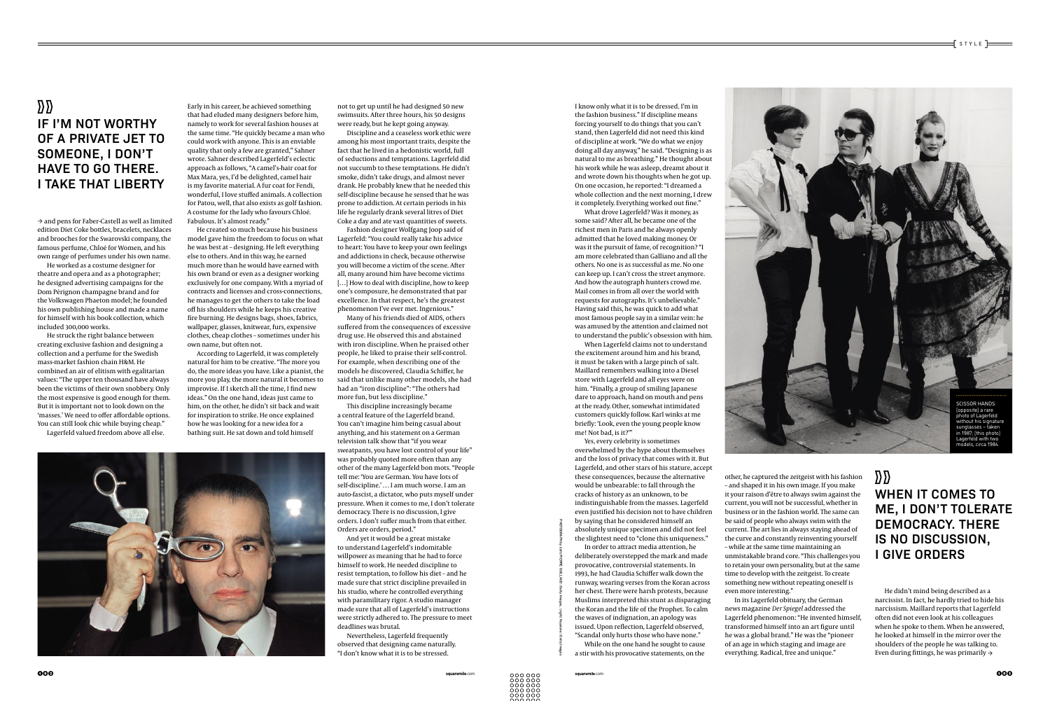## IF I'M NOT WORTHY OF A PRIVATE JET TO SOMEONE, I DON'T HAVE TO GO THERE. I TAKE THAT LIBERTY

→ and pens for Faber-Castell as well as limited edition Diet Coke bottles, bracelets, necklaces and brooches for the Swarovski company, the famous perfume, Chloé for Women, and his own range of perfumes under his own name.

He worked as a costume designer for theatre and opera and as a photographer; he designed advertising campaigns for the Dom Pérignon champagne brand and for the Volkswagen Phaeton model; he founded his own publishing house and made a name for himself with his book collection, which included 300,000 works.

He struck the right balance between creating exclusive fashion and designing a collection and a perfume for the Swedish mass-market fashion chain H&M. He combined an air of elitism with egalitarian values: "The upper ten thousand have always been the victims of their own snobbery. Only the most expensive is good enough for them. But it is important not to look down on the 'masses.' We need to offer affordable options. You can still look chic while buying cheap."

Lagerfeld valued freedom above all else. Early in his career, he achieved something that had eluded many designers before him, namely to work for several fashion houses at the same time. "He quickly became a man who could work with anyone. This is an enviable quality that only a few are granted," Sahner wrote. Sahner described Lagerfeld's eclectic approach as follows, "A camel's-hair coat for Max Mara, yes, I'd be delighted, camel hair is my favorite material. A fur coat for Fendi, wonderful, I love stuffed animals. A collection for Patou, well, that also exists as golf fashion. A costume for the lady who favours Chloé. Fabulous. It's almost ready."

He created so much because his business model gave him the freedom to focus on what he was best at – designing. He left everything else to others. And in this way, he earned much more than he would have earned with his own brand or even as a designer working exclusively for one company. With a myriad of contracts and licenses and cross-connections, he manages to get the others to take the load off his shoulders while he keeps his creative fire burning. He designs bags, shoes, fabrics, wallpaper, glasses, knitwear, furs, expensive clothes, cheap clothes – sometimes under his own name, but often not.

According to Lagerfeld, it was completely natural for him to be creative. "The more you do, the more ideas you have. Like a pianist, the more you play, the more natural it becomes to improvise. If I sketch all the time, I find new ideas." On the one hand, ideas just came to him, on the other, he didn't sit back and wait for inspiration to strike. He once explained how he was looking for a new idea for a bathing suit. He sat down and told himself not to get up until he had designed 50 new swimsuits. After three hours, his 50 designs were ready, but he kept going anyway.

Discipline and a ceaseless work ethic were among his most important traits, despite the fact that he lived in a hedonistic world, full of seductions and temptations. Lagerfeld did not succumb to these temptations. He didn't smoke, didn't take drugs, and almost never drank. He probably knew that he needed this self-discipline because he sensed that he was prone to addiction. At certain periods in his life he regularly drank several litres of Diet Coke a day and ate vast quantities of sweets.

Fashion designer Wolfgang Joop said of Lagerfeld: "You could really take his advice to heart: You have to keep your own feelings and addictions in check, because otherwise you will become a victim of the scene. After all, many around him have become victims […] How to deal with discipline, how to keep one's composure, he demonstrated that par excellence. In that respect, he's the greatest phenomenon I've ever met. Ingenious."

Many of his friends died of AIDS, others suffered from the consequences of excessive drug use. He observed this and abstained with iron discipline. When he praised other people, he liked to praise their self-control. For example, when describing one of the models he discovered, Claudia Schiffer, he said that unlike many other models, she had had an "iron discipline": "The others had more fun, but less discipline."

This discipline increasingly became a central feature of the Lagerfeld brand. You can't imagine him being casual about anything, and his statement on a German television talk show that "if you wear sweatpants, you have lost control of your life" was probably quoted more often than any other of the many Lagerfeld bon mots. "People tell me: 'You are German. You have lots of self-discipline.' … I am much worse. I am an auto-fascist, a dictator, who puts myself under pressure. When it comes to me, I don't tolerate democracy. There is no discussion, I give orders. I don't suffer much from that either. Orders are orders, period."

And yet it would be a great mistake to understand Lagerfeld's indomitable willpower as meaning that he had to force himself to work. He needed discipline to resist temptation, to follow his diet – and he made sure that strict discipline prevailed in his studio, where he controlled everything with paramilitary rigor. A studio manager made sure that all of Lagerfeld's instructions were strictly adhered to. The pressure to meet deadlines was brutal.

Nevertheless, Lagerfeld frequently observed that designing came naturally. "I don't know what it is to be stressed. I know only what it is to be dressed. I'm in the fashion business." If discipline means forcing yourself to do things that you can't stand, then Lagerfeld did not need this kind of discipline at work. "We do what we enjoy doing all day anyway," he said. "Designing is as natural to me as breathing." He thought about his work while he was asleep, dreamt about it and wrote down his thoughts when he got up. On one occasion, he reported: "I dreamed a whole collection and the next morning, I drew it completely. Everything worked out fine."

What drove Lagerfeld? Was it money, as some said? After all, he became one of the richest men in Paris and he always openly admitted that he loved making money. Or was it the pursuit of fame, of recognition? "I am more celebrated than Galliano and all the others. No one is as successful as me. No one can keep up. I can't cross the street anymore. And how the autograph hunters crowd me. Mail comes in from all over the world with requests for autographs. It's unbelievable." Having said this, he was quick to add what most famous people say in a similar vein: he was amused by the attention and claimed not to understand the public's obsession with him.

When Lagerfeld claims not to understand the excitement around him and his brand, it must be taken with a large pinch of salt. Maillard remembers walking into a Diesel store with Lagerfeld and all eyes were on him. "Finally, a group of smiling Japanese dare to approach, hand on mouth and pens at the ready. Other, somewhat intimidated customers quickly follow. Karl winks at me briefly: 'Look, even the young people know me! Not bad, is it?'"

Yes, every celebrity is sometimes overwhelmed by the hype about themselves and the loss of privacy that comes with it. But Lagerfeld, and other stars of his stature, accept these consequences, because the alternative would be unbearable: to fall through the cracks of history as an unknown, to be indistinguishable from the masses. Lagerfeld even justified his decision not to have children by saying that he considered himself an absolutely unique specimen and did not feel the slightest need to "clone this uniqueness."

In order to attract media attention, he deliberately overstepped the mark and made provocative, controversial statements. In 1993, he had Claudia Schiffer walk down the runway, wearing verses from the Koran across her chest. There were harsh protests, because Muslims interpreted this stunt as disparaging the Koran and the life of the Prophet. To calm the waves of indignation, an apology was issued. Upon reflection, Lagerfeld observed, "Scandal only hurts those who have none."

While on the one hand he sought to cause a stir with his provocative statements, on the other, he captured the zeitgeist with his fashion – and shaped it in his own image. If you make it your raison d'être to always swim against the current, you will not be successful, whether in business or in the fashion world. The same can be said of people who always swim with the current. The art lies in always staying ahead of the curve and constantly reinventing yourself – while at the same time maintaining an unmistakable brand core. "This challenges you to retain your own personality, but at the same time to develop with the zeitgeist. To create something new without repeating oneself is even more interesting."

In its Lagerfeld obituary, the German news magazine *Der Spiegel* addressed the Lagerfeld phenomenon: "He invented himself, transformed himself into an art figure until he was a global brand." He was the "pioneer of an age in which staging and image are everything. Radical, free and unique."

## WHEN IT COMES TO ME, I DON'T TOLERATE DEMOCRACY. THERE IS NO DISCUSSION, I GIVE ORDERS

He didn't mind being described as a narcissist. In fact, he hardly tried to hide his narcissism. Maillard reports that Lagerfeld often did not even look at his colleagues when he spoke to them. When he answered, he looked at himself in the mirror over the shoulders of the people he was talking to. Even during fittings, he was primarily →

SCISSOR HANDS: (opposite) a rare photo of Lagerfeld without his signature sunglasses – taken in 1987; (this photo) Lagerfeld with two models, circa 1984.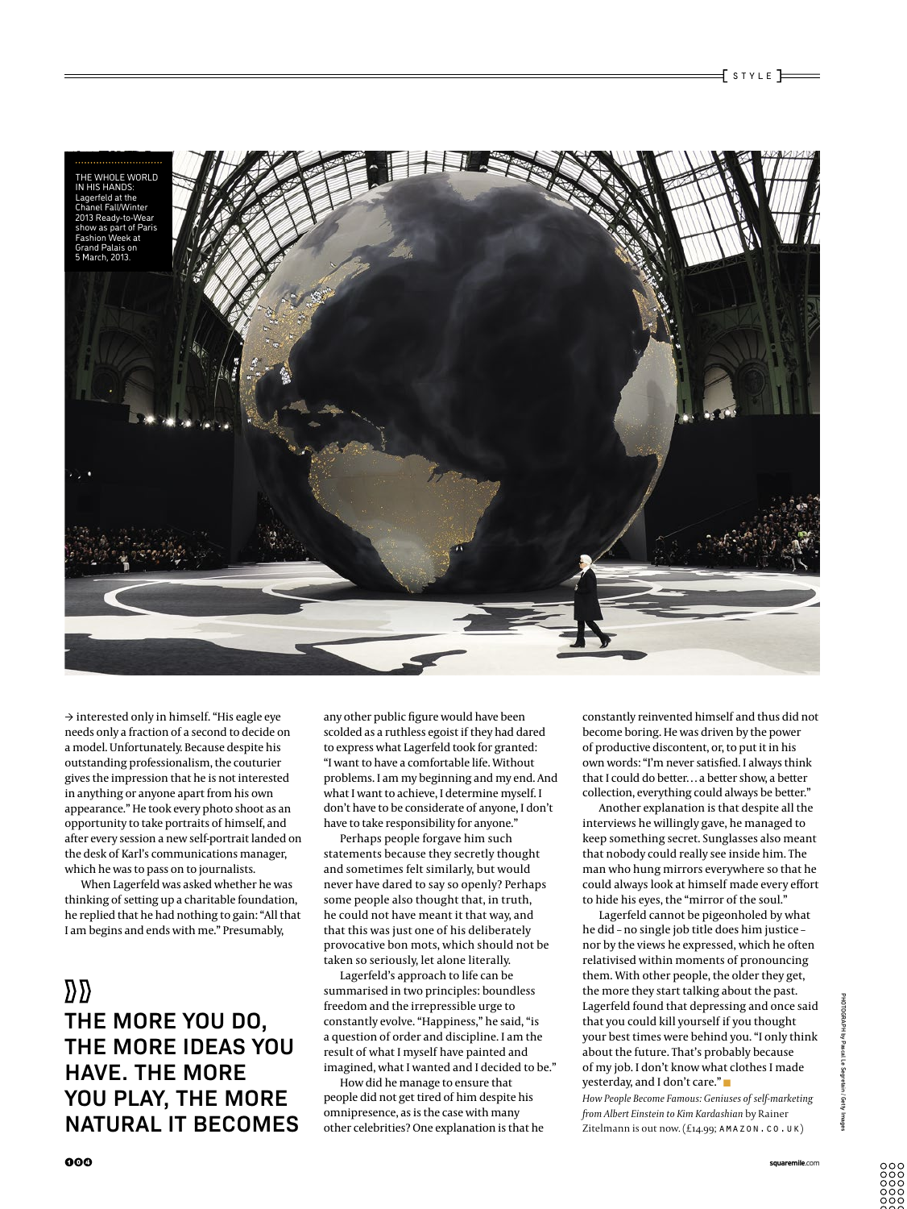THE WHOLE WORLD IN HIS HANDS: Lagerfeld at the Chanel Fall/Winter 2013 Ready-to-Wear show as part of Paris Fashion Week at Grand Palais on 5 March, 2013.

→ interested only in himself. "His eagle eye needs only a fraction of a second to decide on a model. Unfortunately. Because despite his outstanding professionalism, the couturier gives the impression that he is not interested in anything or anyone apart from his own appearance." He took every photo shoot as an opportunity to take portraits of himself, and after every session a new self-portrait landed on the desk of Karl's communications manager, which he was to pass on to journalists.

When Lagerfeld was asked whether he was thinking of setting up a charitable foundation, he replied that he had nothing to gain: "All that I am begins and ends with me." Presumably, any other public figure would have been scolded as a ruthless egoist if they had dared to express what Lagerfeld took for granted: "I want to have a comfortable life. Without problems. I am my beginning and my end. And what I want to achieve, I determine myself. I don't have to be considerate of anyone, I don't have to take responsibility for anyone."

Perhaps people forgave him such statements because they secretly thought and sometimes felt similarly, but would never have dared to say so openly? Perhaps some people also thought that, in truth, he could not have meant it that way, and that this was just one of his deliberately provocative bon mots, which should not be taken so seriously, let alone literally.

Lagerfeld's approach to life can be summarised in two principles: boundless freedom and the irrepressible urge to constantly evolve. "Happiness," he said, "is a question of order and discipline. I am the result of what I myself have painted and imagined, what I wanted and I decided to be."

How did he manage to ensure that people did not get tired of him despite his omnipresence, as is the case with many other celebrities? One explanation is that he constantly reinvented himself and thus did not become boring. He was driven by the power of productive discontent, or, to put it in his own words: "I'm never satisfied. I always think that I could do better… a better show, a better collection, everything could always be better."

Another explanation is that despite all the interviews he willingly gave, he managed to keep something secret. Sunglasses also meant that nobody could really see inside him. The man who hung mirrors everywhere so that he could always look at himself made every effort to hide his eyes, the "mirror of the soul."

Lagerfeld cannot be pigeonholed by what he did – no single job title does him justice – nor by the views he expressed, which he often relativised within moments of pronouncing them. With other people, the older they get, the more they start talking about the past. Lagerfeld found that depressing and once said that you could kill yourself if you thought your best times were behind you. "I only think about the future. That's probably because of my job. I don't know what clothes I made yesterday, and I don't care." ■

> THE MORE YOU DO, THE MORE IDEAS YOU HAVE. THE MORE YOU PLAY, THE MORE NATURAL IT BECOMES

*How People Become Famous: Geniuses of self-marketing from Albert Einstein to Kim Kardashian* by Rainer Zitelmann is out now. (£14.99; AMAZON.CO.UK)

PHOTOGRAPH by Pascal Le Segretain / Getty Images